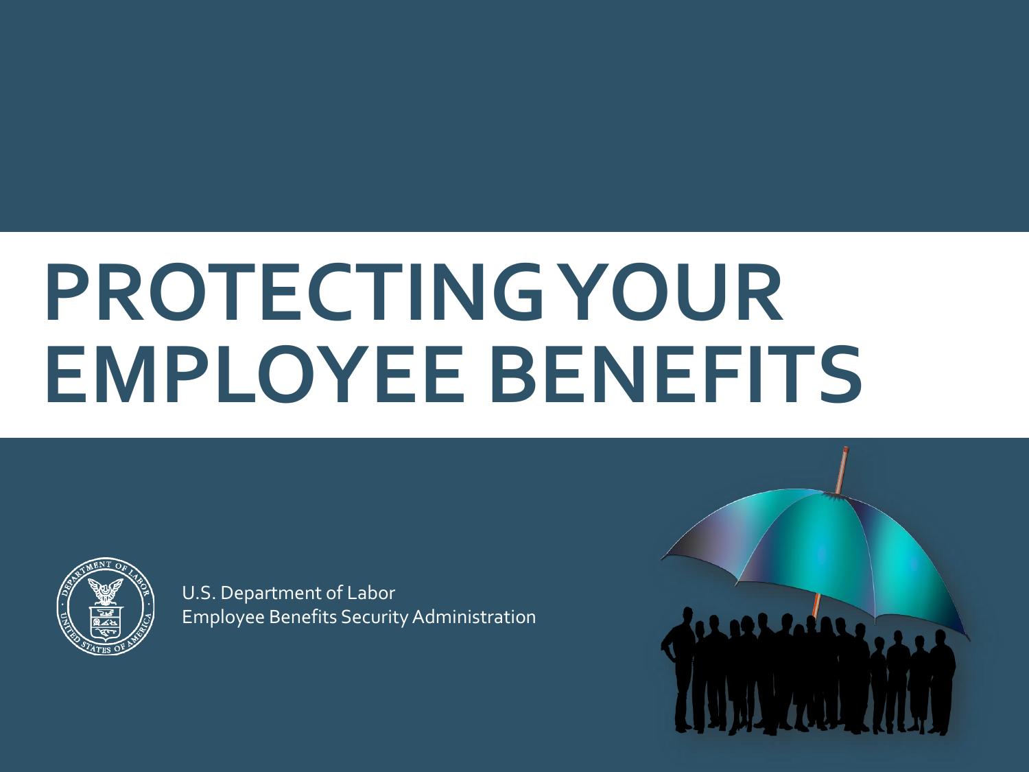# PROTECTING YOUR EMPLOYEE BENEFITS

U.S. Department of Labor
Employee Benefits Security Administration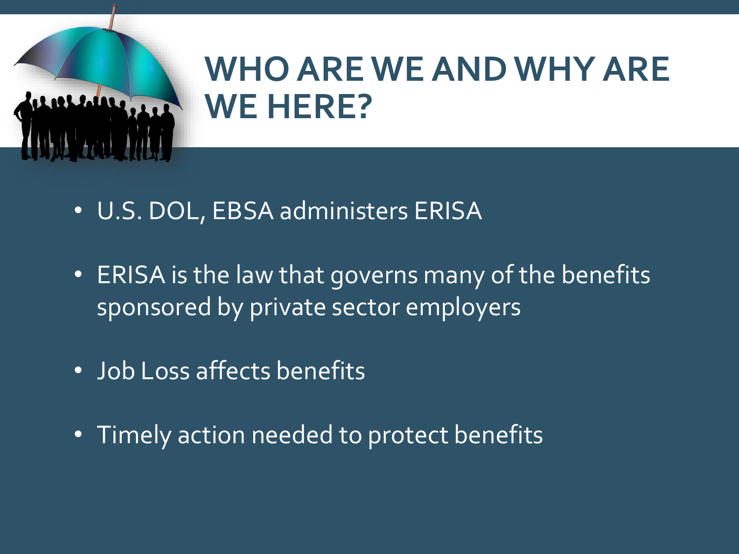# WHO ARE WE AND WHY ARE WE HERE?

- U.S. DOL, EBSA administers ERISA
- ERISA is the law that governs many of the benefits sponsored by private sector employers
- Job Loss affects benefits
- Timely action needed to protect benefits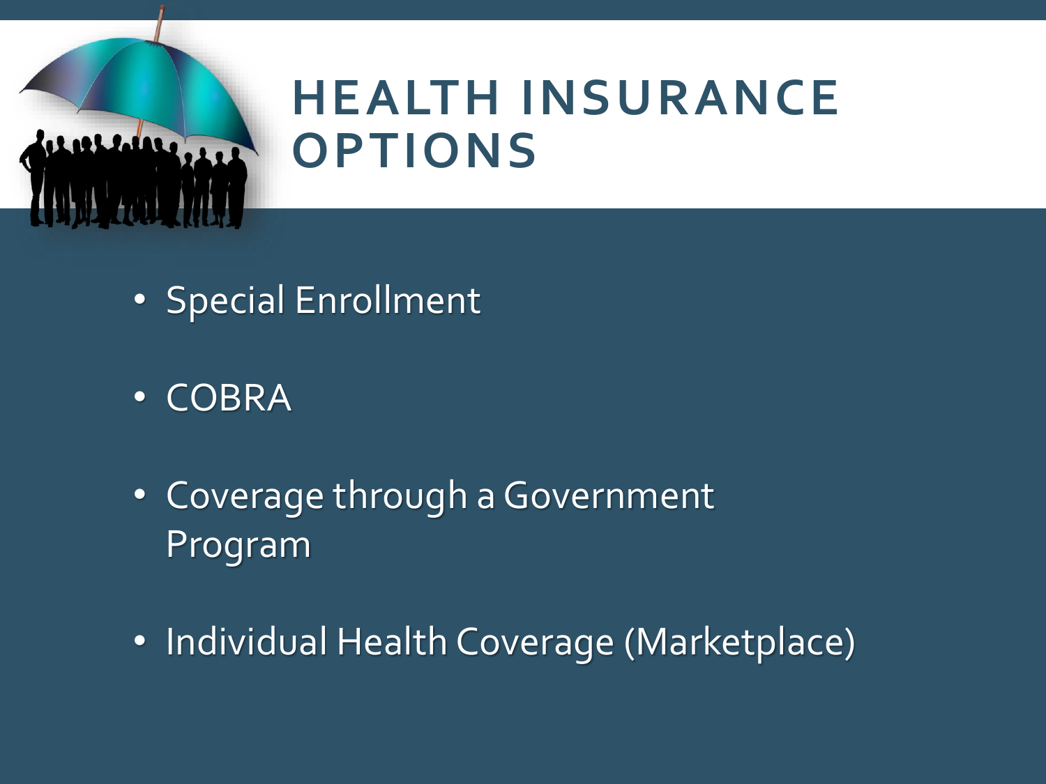# HEALTH INSURANCE OPTIONS

- Special Enrollment
- COBRA
- Coverage through a Government Program
- Individual Health Coverage (Marketplace)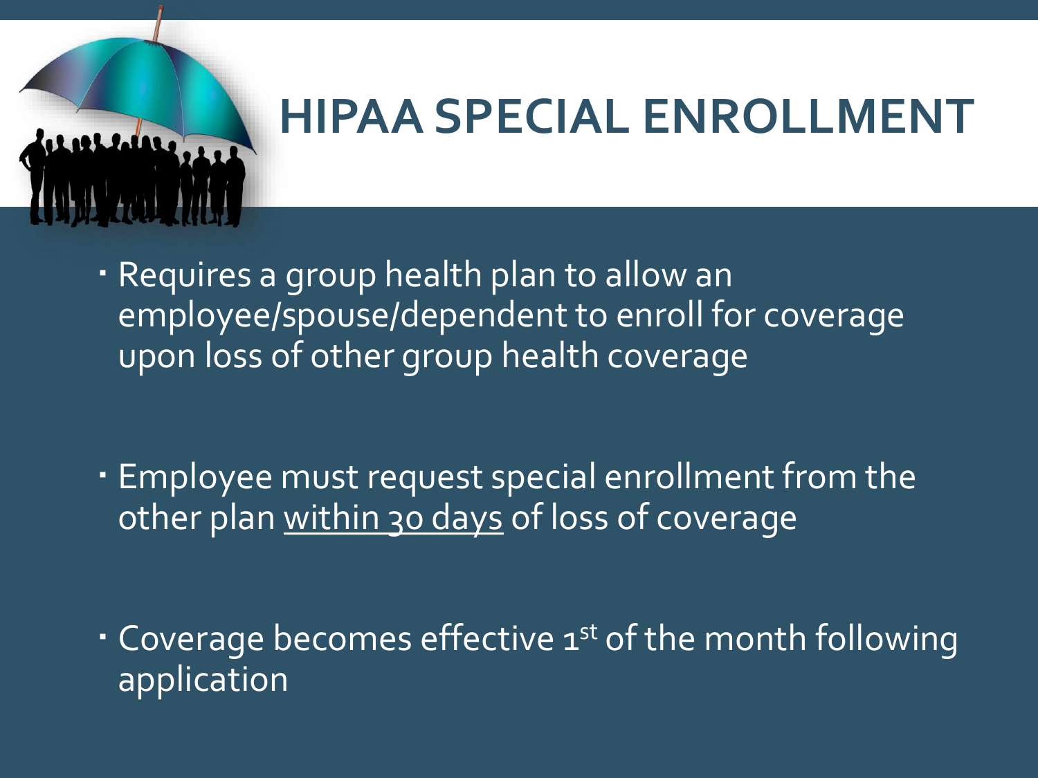# HIPAA SPECIAL ENROLLMENT

- Requires a group health plan to allow an employee/spouse/dependent to enroll for coverage upon loss of other group health coverage

- Employee must request special enrollment from the other plan <u>within 30 days</u> of loss of coverage

- Coverage becomes effective 1st of the month following application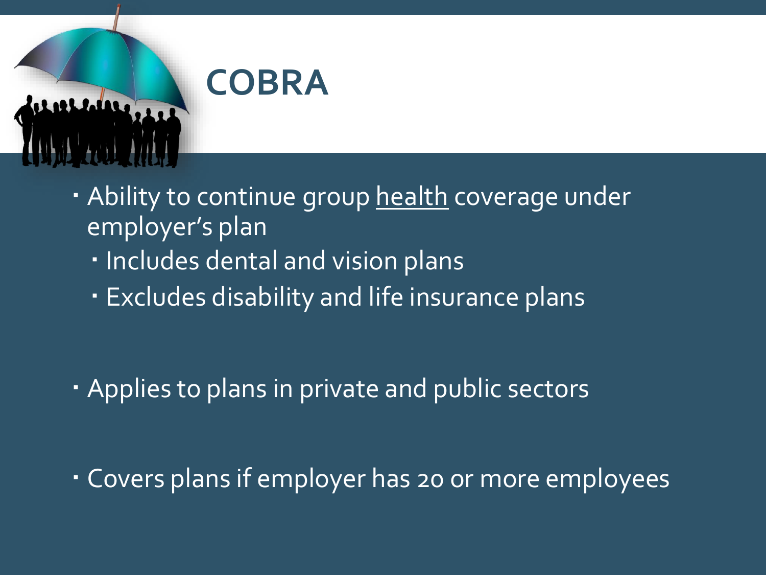# COBRA

- Ability to continue group <u>health</u> coverage under employer's plan
  - Includes dental and vision plans
  - Excludes disability and life insurance plans
- Applies to plans in private and public sectors
- Covers plans if employer has 20 or more employees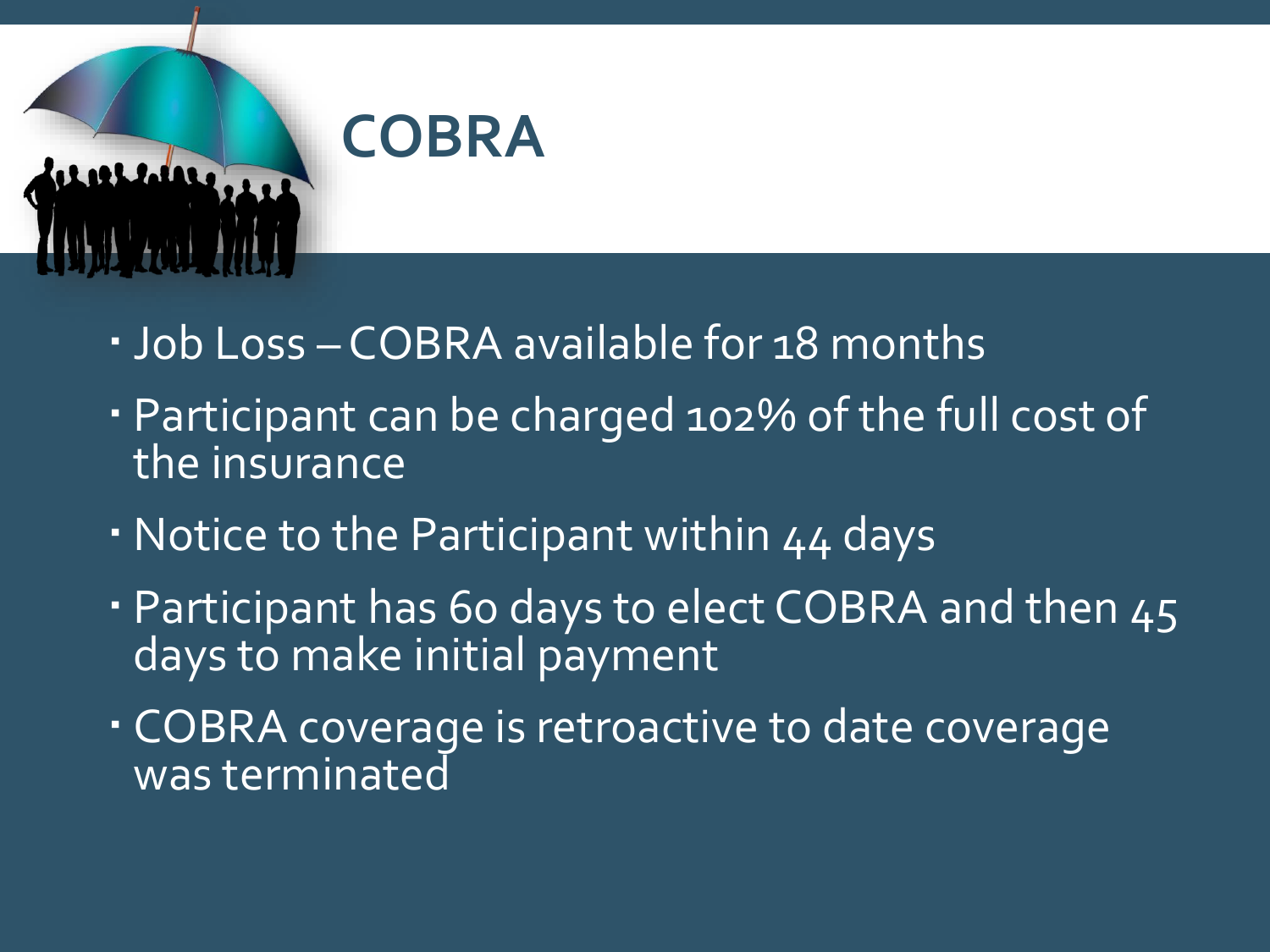# COBRA

- Job Loss – COBRA available for 18 months
- Participant can be charged 102% of the full cost of the insurance
- Notice to the Participant within 44 days
- Participant has 60 days to elect COBRA and then 45 days to make initial payment
- COBRA coverage is retroactive to date coverage was terminated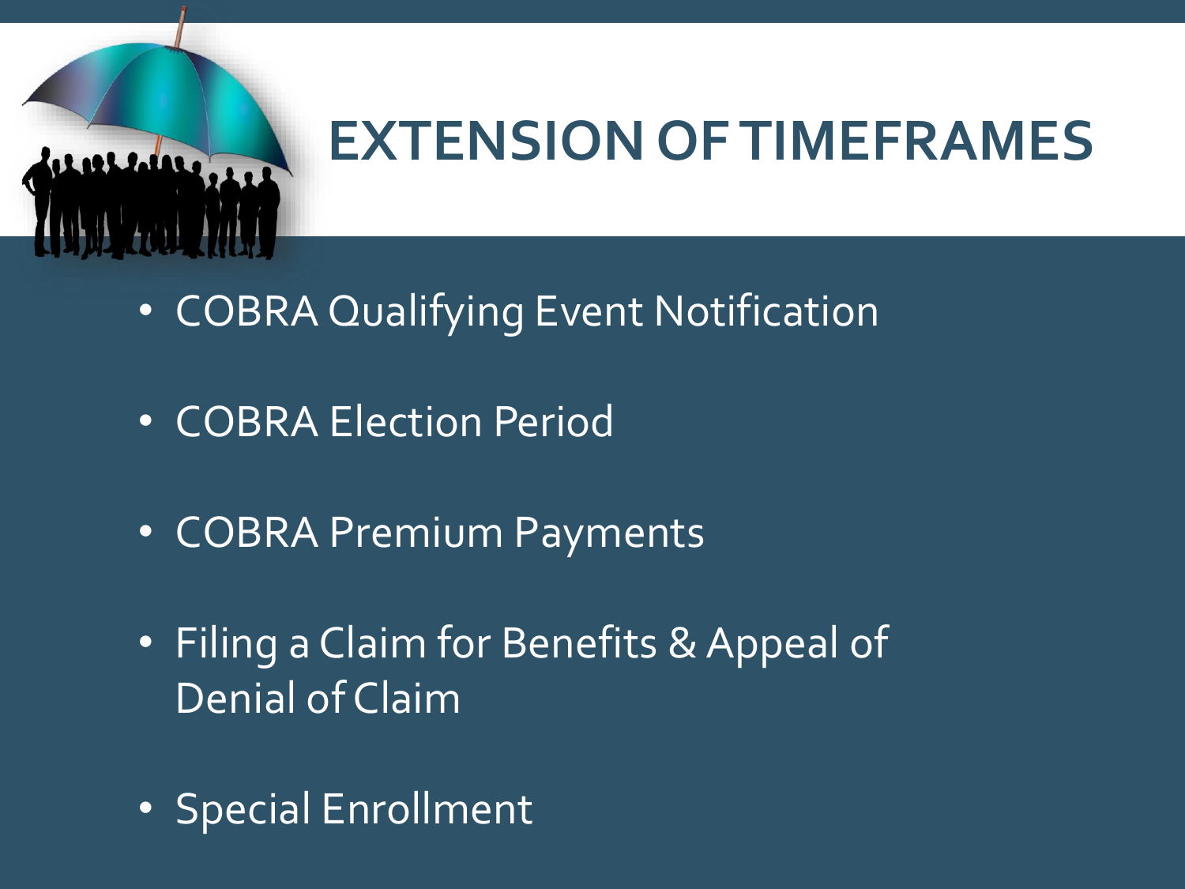# EXTENSION OF TIMEFRAMES

- COBRA Qualifying Event Notification
- COBRA Election Period
- COBRA Premium Payments
- Filing a Claim for Benefits & Appeal of Denial of Claim
- Special Enrollment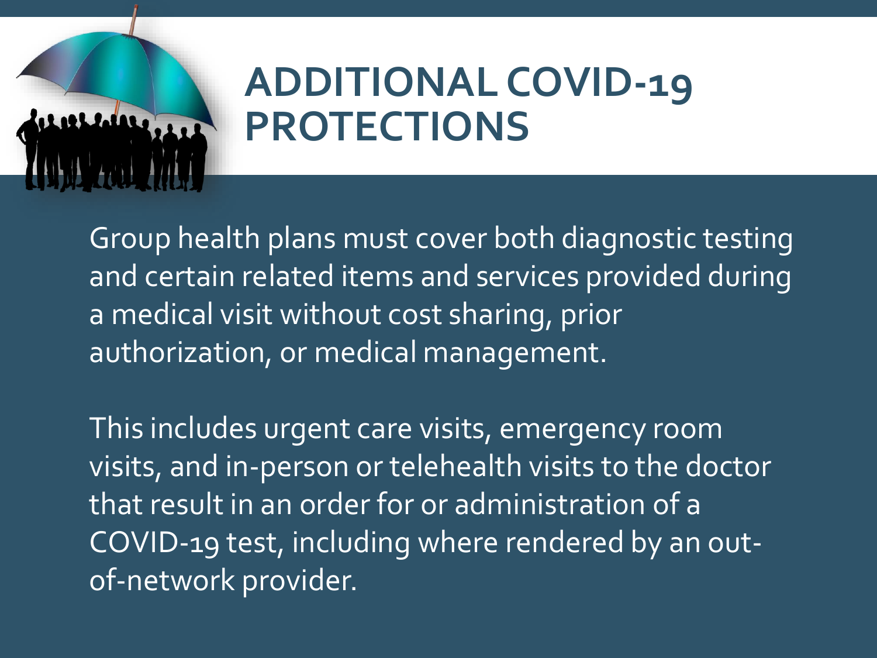# ADDITIONAL COVID-19 PROTECTIONS

Group health plans must cover both diagnostic testing and certain related items and services provided during a medical visit without cost sharing, prior authorization, or medical management.

This includes urgent care visits, emergency room visits, and in-person or telehealth visits to the doctor that result in an order for or administration of a COVID-19 test, including where rendered by an out-of-network provider.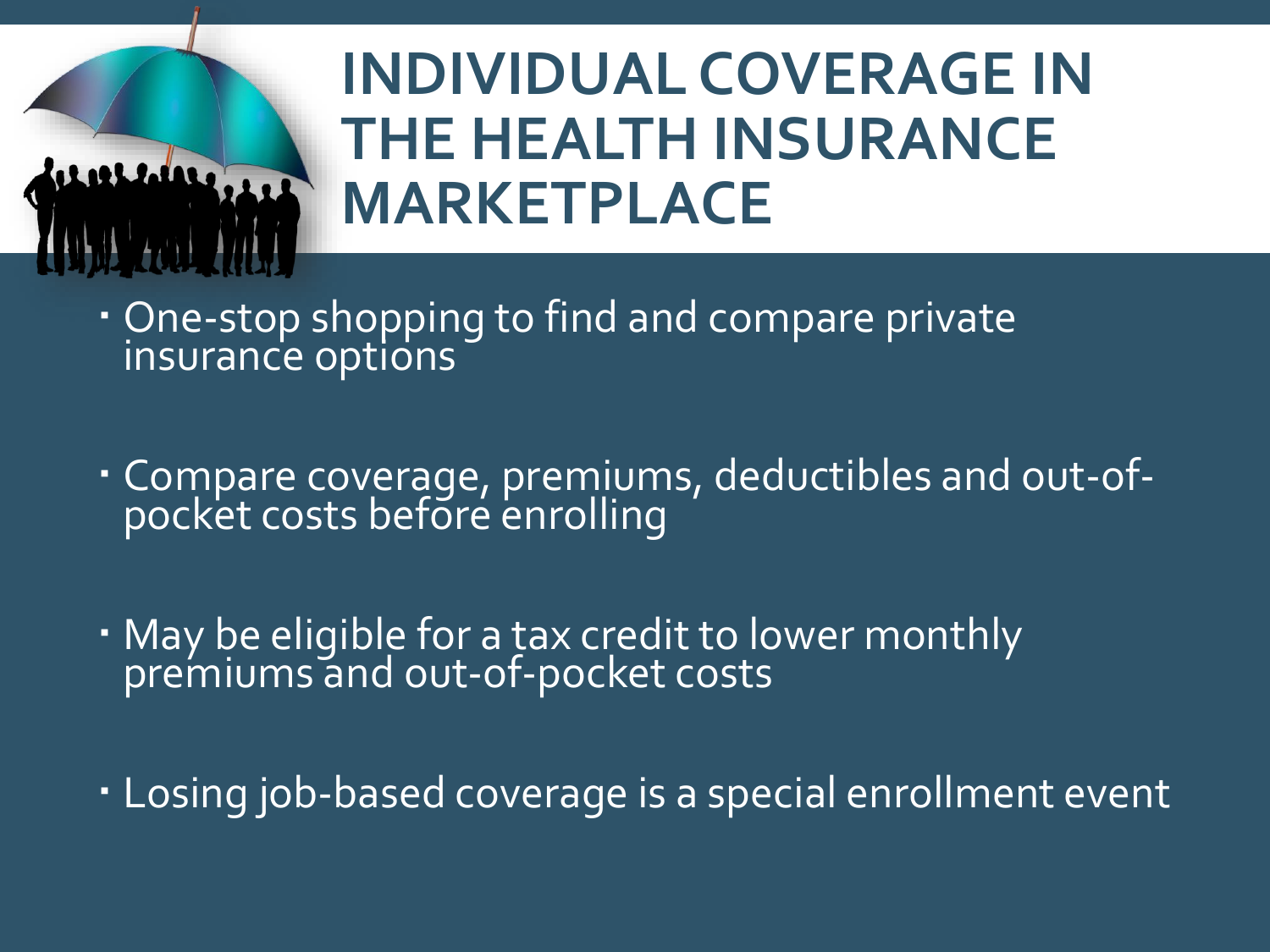# INDIVIDUAL COVERAGE IN THE HEALTH INSURANCE MARKETPLACE

- One-stop shopping to find and compare private insurance options
- Compare coverage, premiums, deductibles and out-of-pocket costs before enrolling
- May be eligible for a tax credit to lower monthly premiums and out-of-pocket costs
- Losing job-based coverage is a special enrollment event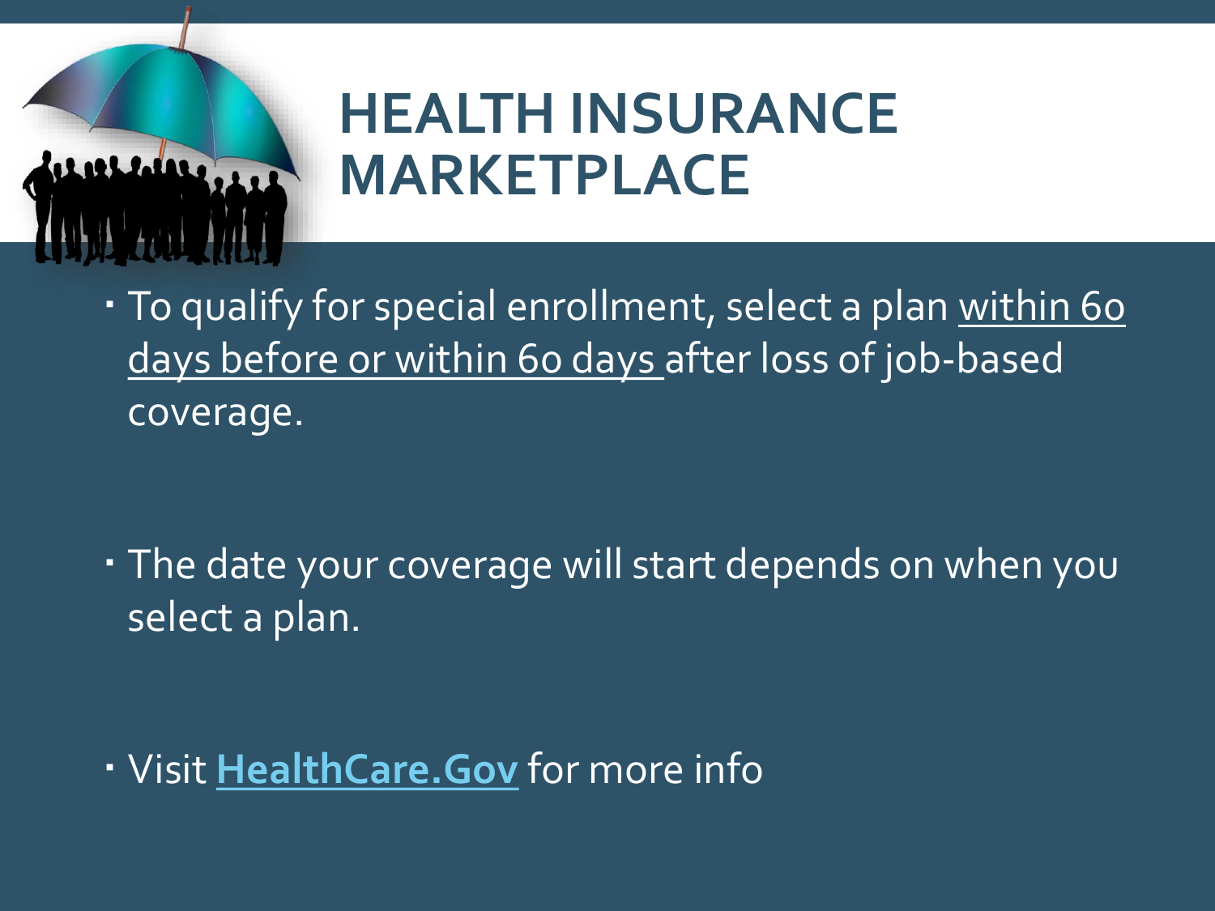# HEALTH INSURANCE MARKETPLACE

- To qualify for special enrollment, select a plan within 60 days before or within 60 days after loss of job-based coverage.

- The date your coverage will start depends on when you select a plan.

- Visit **HealthCare.Gov** for more info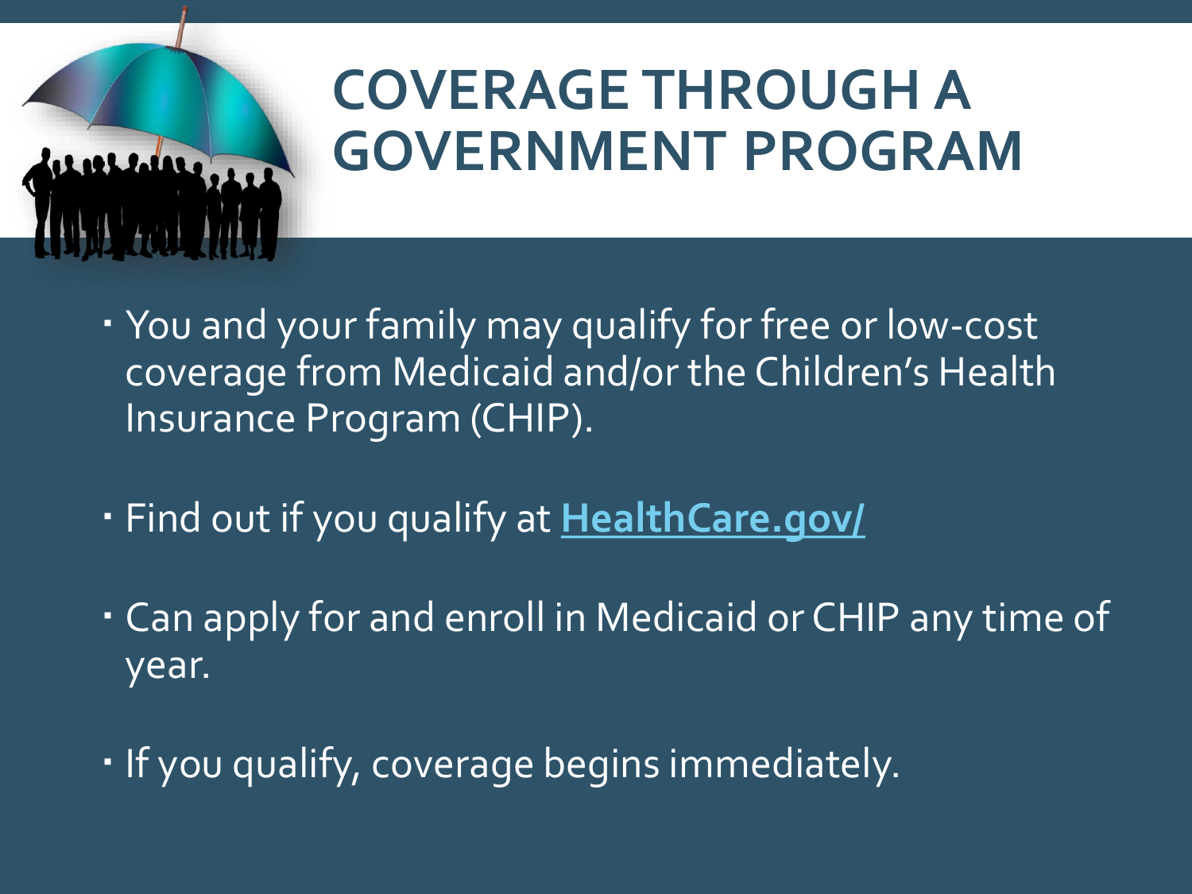# COVERAGE THROUGH A GOVERNMENT PROGRAM

- You and your family may qualify for free or low-cost coverage from Medicaid and/or the Children's Health Insurance Program (CHIP).
- Find out if you qualify at **HealthCare.gov/**
- Can apply for and enroll in Medicaid or CHIP any time of year.
- If you qualify, coverage begins immediately.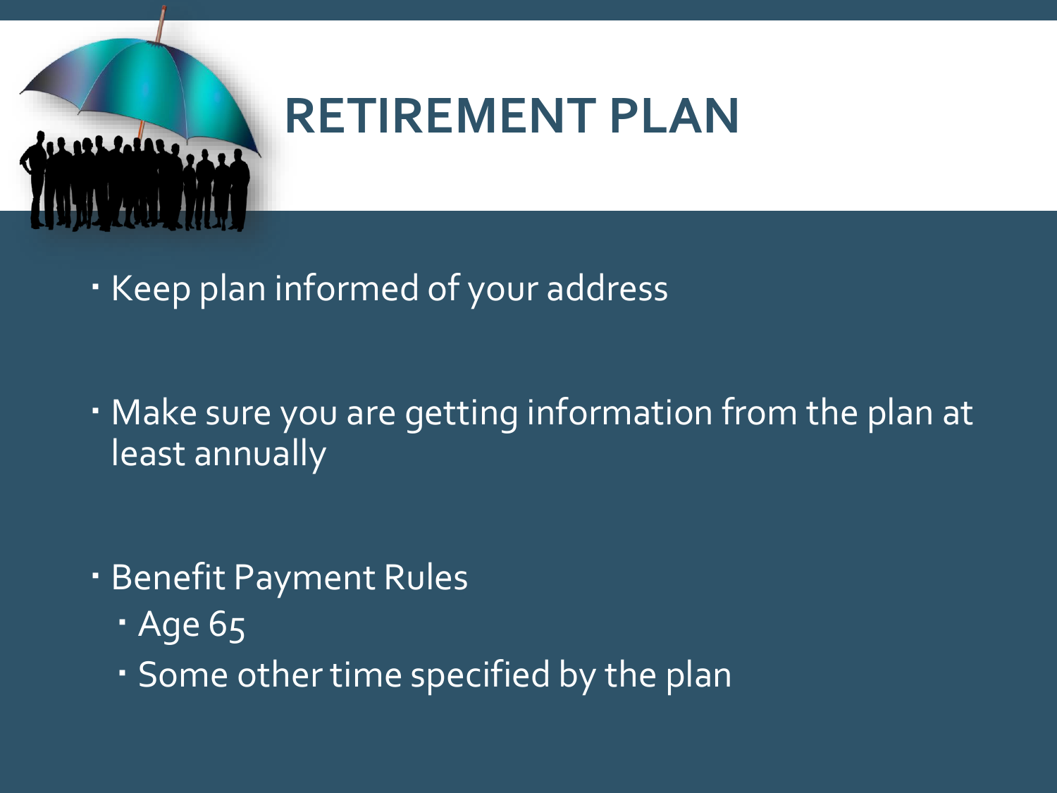# RETIREMENT PLAN

- Keep plan informed of your address
- Make sure you are getting information from the plan at least annually
- Benefit Payment Rules
  - Age 65
  - Some other time specified by the plan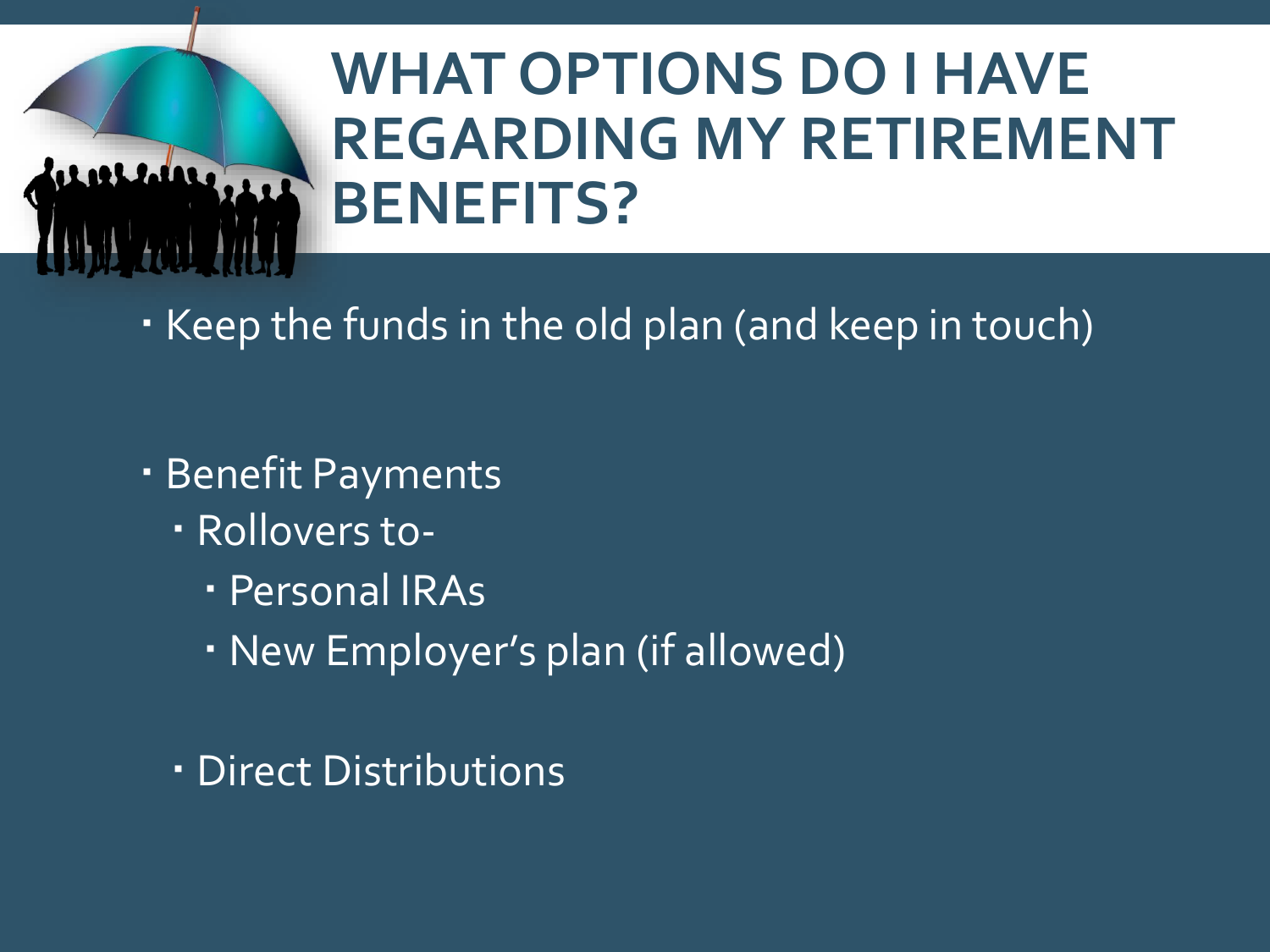# WHAT OPTIONS DO I HAVE REGARDING MY RETIREMENT BENEFITS?

- Keep the funds in the old plan (and keep in touch)

- Benefit Payments
  - Rollovers to-
    - Personal IRAs
    - New Employer's plan (if allowed)

  - Direct Distributions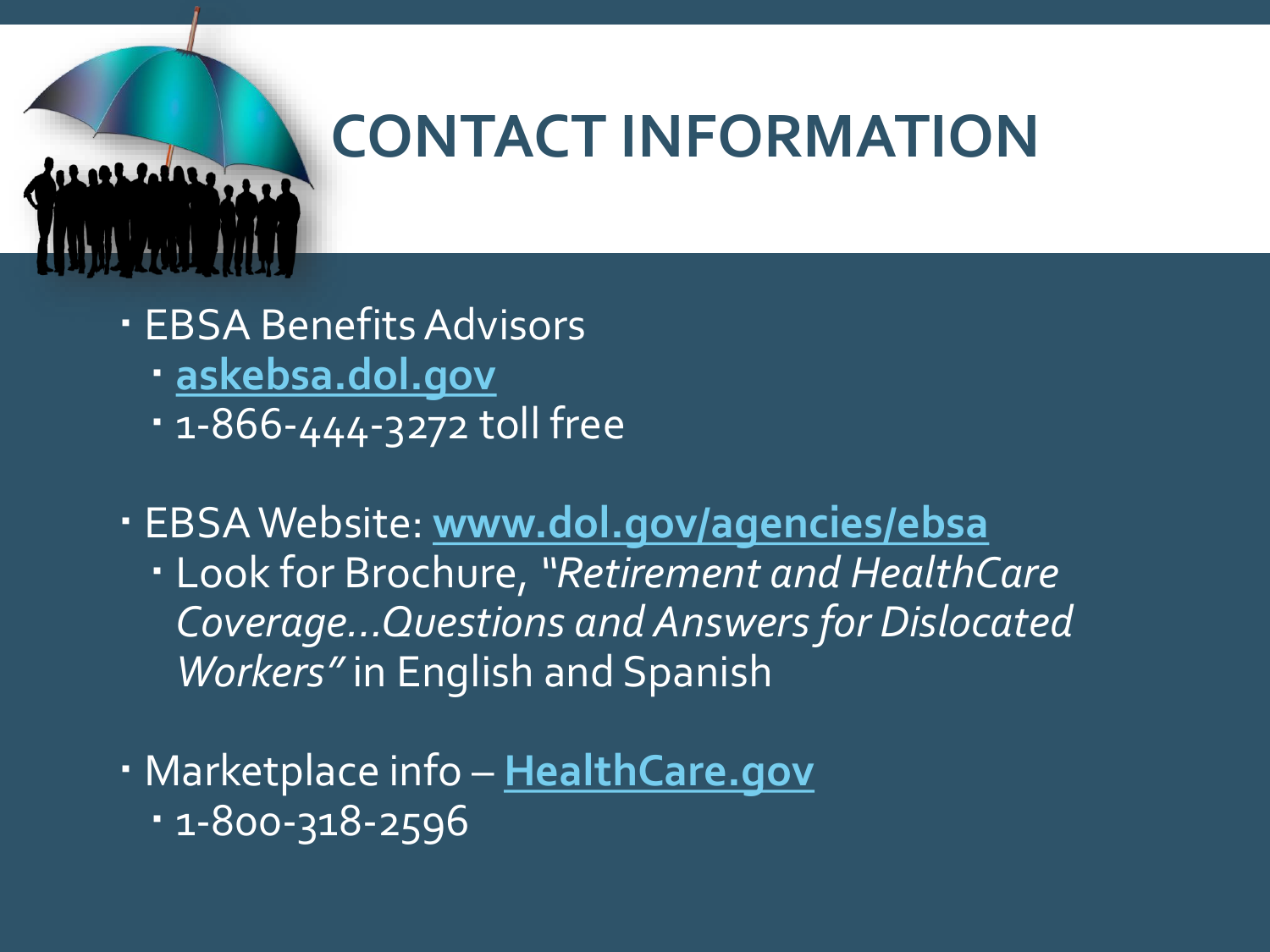# CONTACT INFORMATION

- EBSA Benefits Advisors
  - **askebsa.dol.gov**
  - 1-866-444-3272 toll free
- EBSA Website: **www.dol.gov/agencies/ebsa**
  - Look for Brochure, *"Retirement and HealthCare Coverage…Questions and Answers for Dislocated Workers"* in English and Spanish
- Marketplace info – **HealthCare.gov**
  - 1-800-318-2596